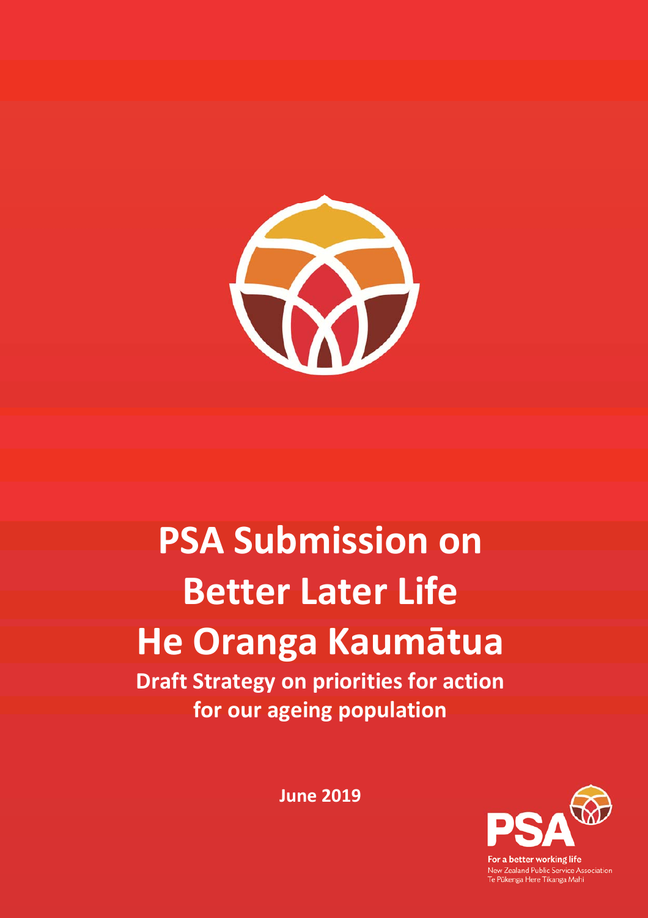# PSA Submission on Better Later Life He Oranga Kaumātua

## Draft Strategy on priorities for action for our ageing population

**June 2019**

For a better working life
New Zealand Public Service Association
Te Pūkenga Here Tikanga Mahi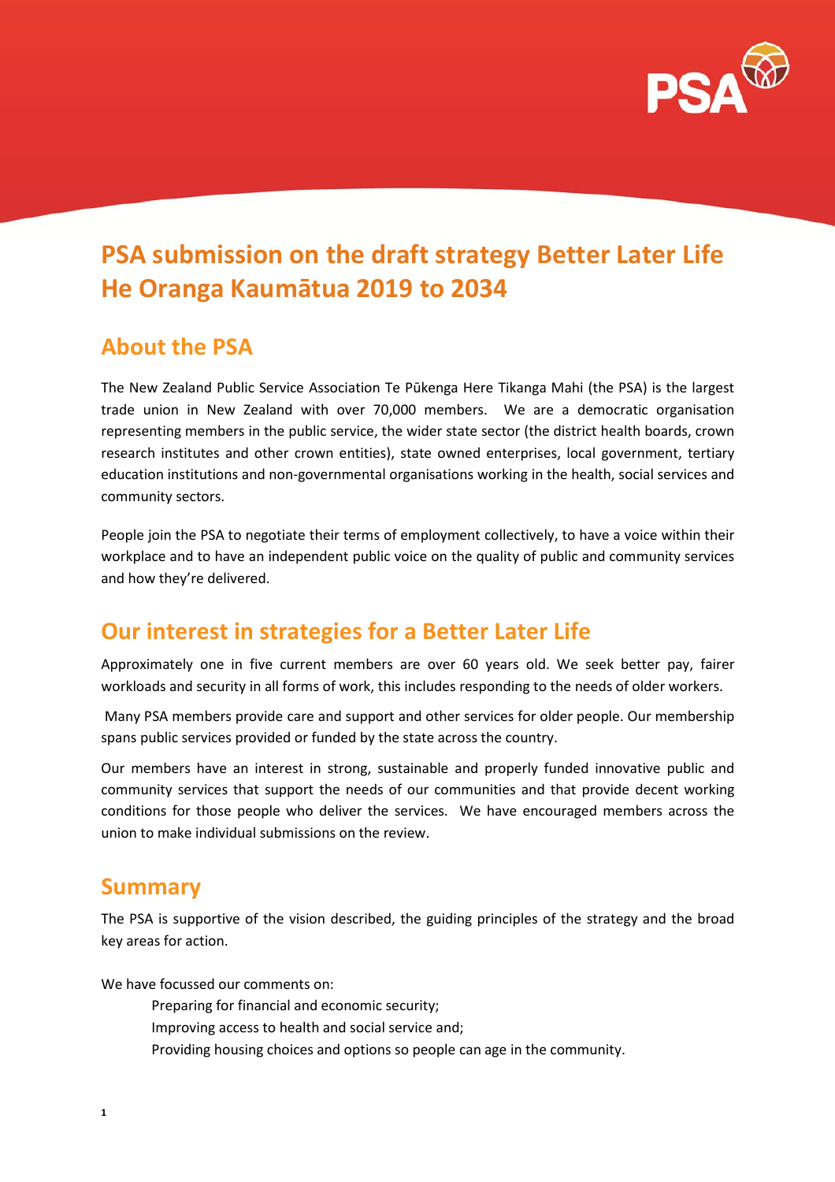# PSA submission on the draft strategy Better Later Life He Oranga Kaumātua 2019 to 2034

## About the PSA

The New Zealand Public Service Association Te Pūkenga Here Tikanga Mahi (the PSA) is the largest trade union in New Zealand with over 70,000 members. We are a democratic organisation representing members in the public service, the wider state sector (the district health boards, crown research institutes and other crown entities), state owned enterprises, local government, tertiary education institutions and non-governmental organisations working in the health, social services and community sectors.

People join the PSA to negotiate their terms of employment collectively, to have a voice within their workplace and to have an independent public voice on the quality of public and community services and how they're delivered.

## Our interest in strategies for a Better Later Life

Approximately one in five current members are over 60 years old. We seek better pay, fairer workloads and security in all forms of work, this includes responding to the needs of older workers.

Many PSA members provide care and support and other services for older people. Our membership spans public services provided or funded by the state across the country.

Our members have an interest in strong, sustainable and properly funded innovative public and community services that support the needs of our communities and that provide decent working conditions for those people who deliver the services. We have encouraged members across the union to make individual submissions on the review.

## Summary

The PSA is supportive of the vision described, the guiding principles of the strategy and the broad key areas for action.

We have focussed our comments on:

- Preparing for financial and economic security;
- Improving access to health and social service and;
- Providing housing choices and options so people can age in the community.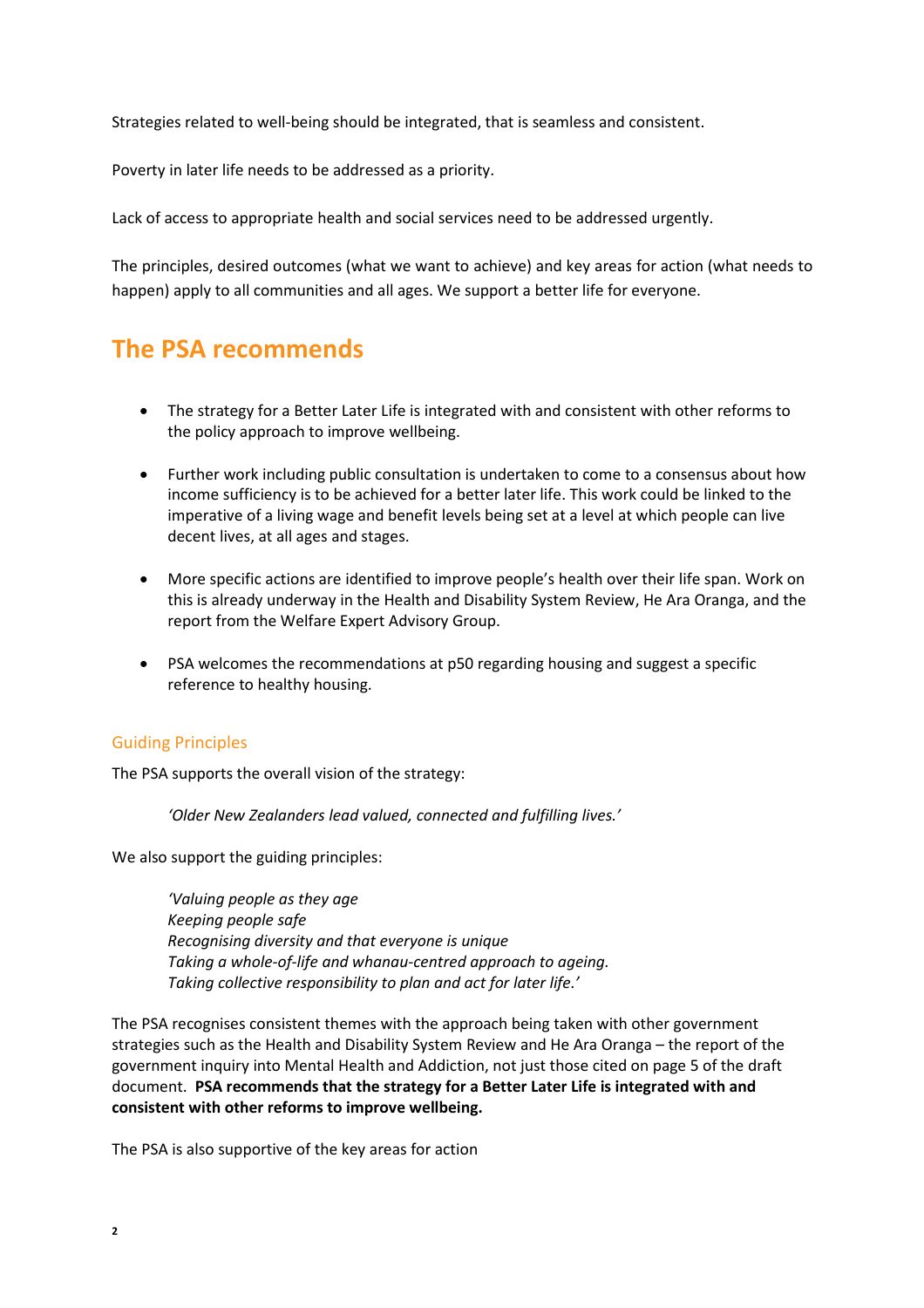Strategies related to well-being should be integrated, that is seamless and consistent.

Poverty in later life needs to be addressed as a priority.

Lack of access to appropriate health and social services need to be addressed urgently.

The principles, desired outcomes (what we want to achieve) and key areas for action (what needs to happen) apply to all communities and all ages. We support a better life for everyone.

## The PSA recommends

- The strategy for a Better Later Life is integrated with and consistent with other reforms to the policy approach to improve wellbeing.
- Further work including public consultation is undertaken to come to a consensus about how income sufficiency is to be achieved for a better later life. This work could be linked to the imperative of a living wage and benefit levels being set at a level at which people can live decent lives, at all ages and stages.
- More specific actions are identified to improve people's health over their life span. Work on this is already underway in the Health and Disability System Review, He Ara Oranga, and the report from the Welfare Expert Advisory Group.
- PSA welcomes the recommendations at p50 regarding housing and suggest a specific reference to healthy housing.

### Guiding Principles

The PSA supports the overall vision of the strategy:

> *'Older New Zealanders lead valued, connected and fulfilling lives.'*

We also support the guiding principles:

> *'Valuing people as they age*
> *Keeping people safe*
> *Recognising diversity and that everyone is unique*
> *Taking a whole-of-life and whanau-centred approach to ageing.*
> *Taking collective responsibility to plan and act for later life.'*

The PSA recognises consistent themes with the approach being taken with other government strategies such as the Health and Disability System Review and He Ara Oranga – the report of the government inquiry into Mental Health and Addiction, not just those cited on page 5 of the draft document. **PSA recommends that the strategy for a Better Later Life is integrated with and consistent with other reforms to improve wellbeing.**

The PSA is also supportive of the key areas for action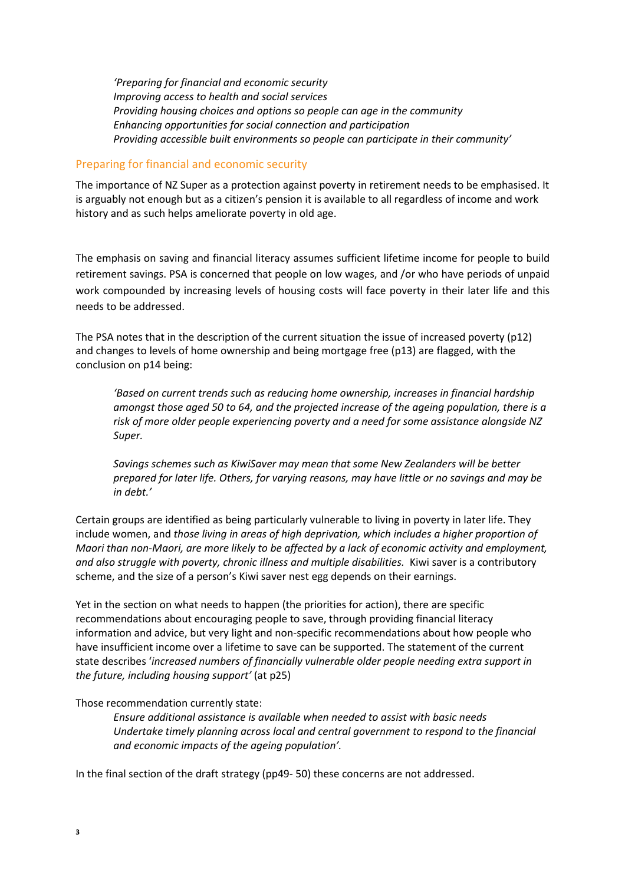> *'Preparing for financial and economic security*
> *Improving access to health and social services*
> *Providing housing choices and options so people can age in the community*
> *Enhancing opportunities for social connection and participation*
> *Providing accessible built environments so people can participate in their community'*

## Preparing for financial and economic security

The importance of NZ Super as a protection against poverty in retirement needs to be emphasised. It is arguably not enough but as a citizen's pension it is available to all regardless of income and work history and as such helps ameliorate poverty in old age.

The emphasis on saving and financial literacy assumes sufficient lifetime income for people to build retirement savings. PSA is concerned that people on low wages, and /or who have periods of unpaid work compounded by increasing levels of housing costs will face poverty in their later life and this needs to be addressed.

The PSA notes that in the description of the current situation the issue of increased poverty (p12) and changes to levels of home ownership and being mortgage free (p13) are flagged, with the conclusion on p14 being:

> *'Based on current trends such as reducing home ownership, increases in financial hardship amongst those aged 50 to 64, and the projected increase of the ageing population, there is a risk of more older people experiencing poverty and a need for some assistance alongside NZ Super.*
>
> *Savings schemes such as KiwiSaver may mean that some New Zealanders will be better prepared for later life. Others, for varying reasons, may have little or no savings and may be in debt.'*

Certain groups are identified as being particularly vulnerable to living in poverty in later life. They include women, and *those living in areas of high deprivation, which includes a higher proportion of Maori than non-Maori, are more likely to be affected by a lack of economic activity and employment, and also struggle with poverty, chronic illness and multiple disabilities.* Kiwi saver is a contributory scheme, and the size of a person's Kiwi saver nest egg depends on their earnings.

Yet in the section on what needs to happen (the priorities for action), there are specific recommendations about encouraging people to save, through providing financial literacy information and advice, but very light and non-specific recommendations about how people who have insufficient income over a lifetime to save can be supported. The statement of the current state describes '*increased numbers of financially vulnerable older people needing extra support in the future, including housing support'* (at p25)

Those recommendation currently state:

> *Ensure additional assistance is available when needed to assist with basic needs*
> *Undertake timely planning across local and central government to respond to the financial and economic impacts of the ageing population'.*

In the final section of the draft strategy (pp49- 50) these concerns are not addressed.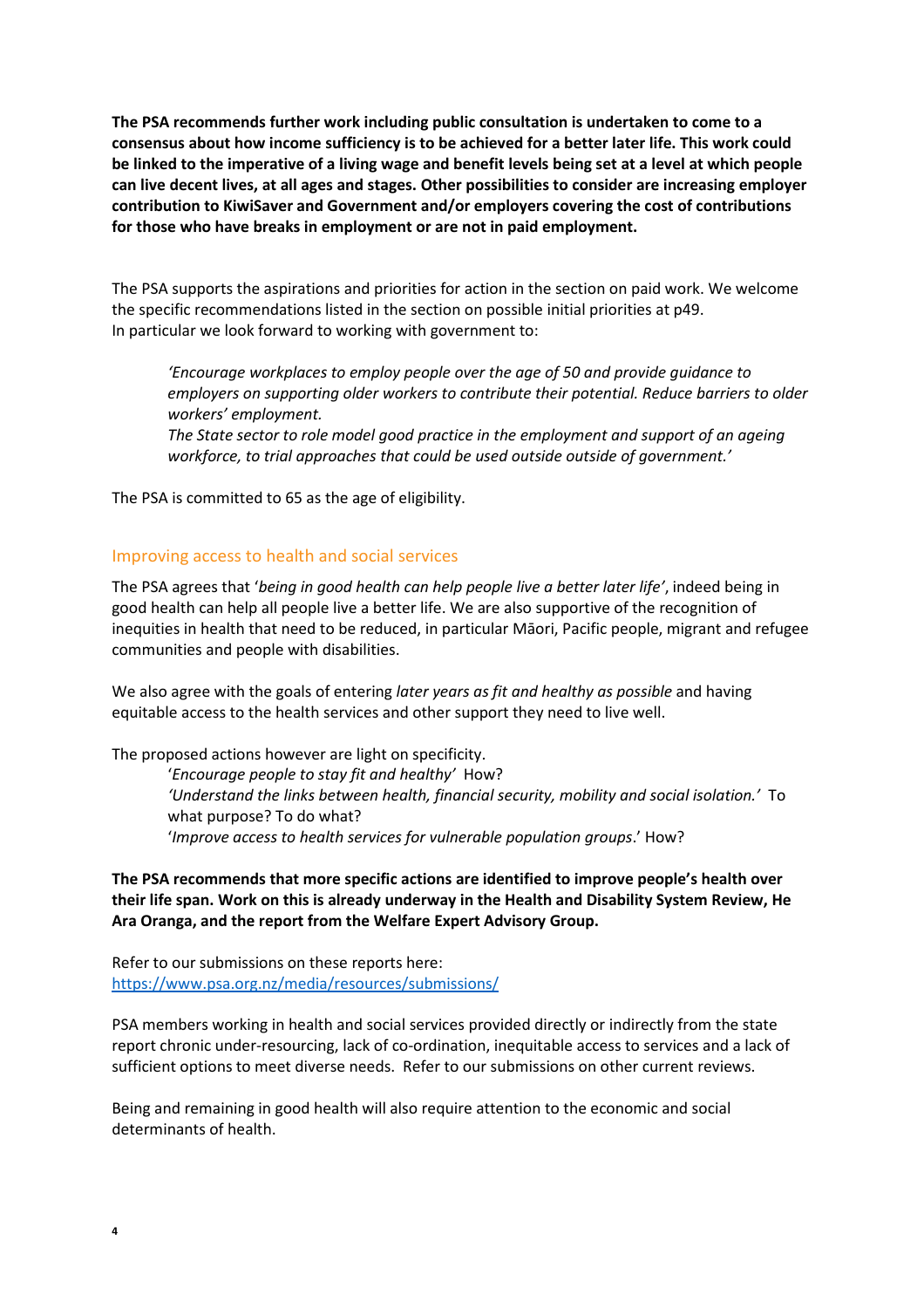**The PSA recommends further work including public consultation is undertaken to come to a consensus about how income sufficiency is to be achieved for a better later life. This work could be linked to the imperative of a living wage and benefit levels being set at a level at which people can live decent lives, at all ages and stages. Other possibilities to consider are increasing employer contribution to KiwiSaver and Government and/or employers covering the cost of contributions for those who have breaks in employment or are not in paid employment.**

The PSA supports the aspirations and priorities for action in the section on paid work. We welcome the specific recommendations listed in the section on possible initial priorities at p49.
In particular we look forward to working with government to:

> *'Encourage workplaces to employ people over the age of 50 and provide guidance to employers on supporting older workers to contribute their potential. Reduce barriers to older workers' employment.*
> *The State sector to role model good practice in the employment and support of an ageing workforce, to trial approaches that could be used outside outside of government.'*

The PSA is committed to 65 as the age of eligibility.

## Improving access to health and social services

The PSA agrees that '*being in good health can help people live a better later life'*, indeed being in good health can help all people live a better life. We are also supportive of the recognition of inequities in health that need to be reduced, in particular Māori, Pacific people, migrant and refugee communities and people with disabilities.

We also agree with the goals of entering *later years as fit and healthy as possible* and having equitable access to the health services and other support they need to live well.

The proposed actions however are light on specificity.

> '*Encourage people to stay fit and healthy'* How?
> *'Understand the links between health, financial security, mobility and social isolation.'* To what purpose? To do what?
> '*Improve access to health services for vulnerable population groups*.' How?

**The PSA recommends that more specific actions are identified to improve people's health over their life span. Work on this is already underway in the Health and Disability System Review, He Ara Oranga, and the report from the Welfare Expert Advisory Group.**

Refer to our submissions on these reports here:
https://www.psa.org.nz/media/resources/submissions/

PSA members working in health and social services provided directly or indirectly from the state report chronic under-resourcing, lack of co-ordination, inequitable access to services and a lack of sufficient options to meet diverse needs. Refer to our submissions on other current reviews.

Being and remaining in good health will also require attention to the economic and social determinants of health.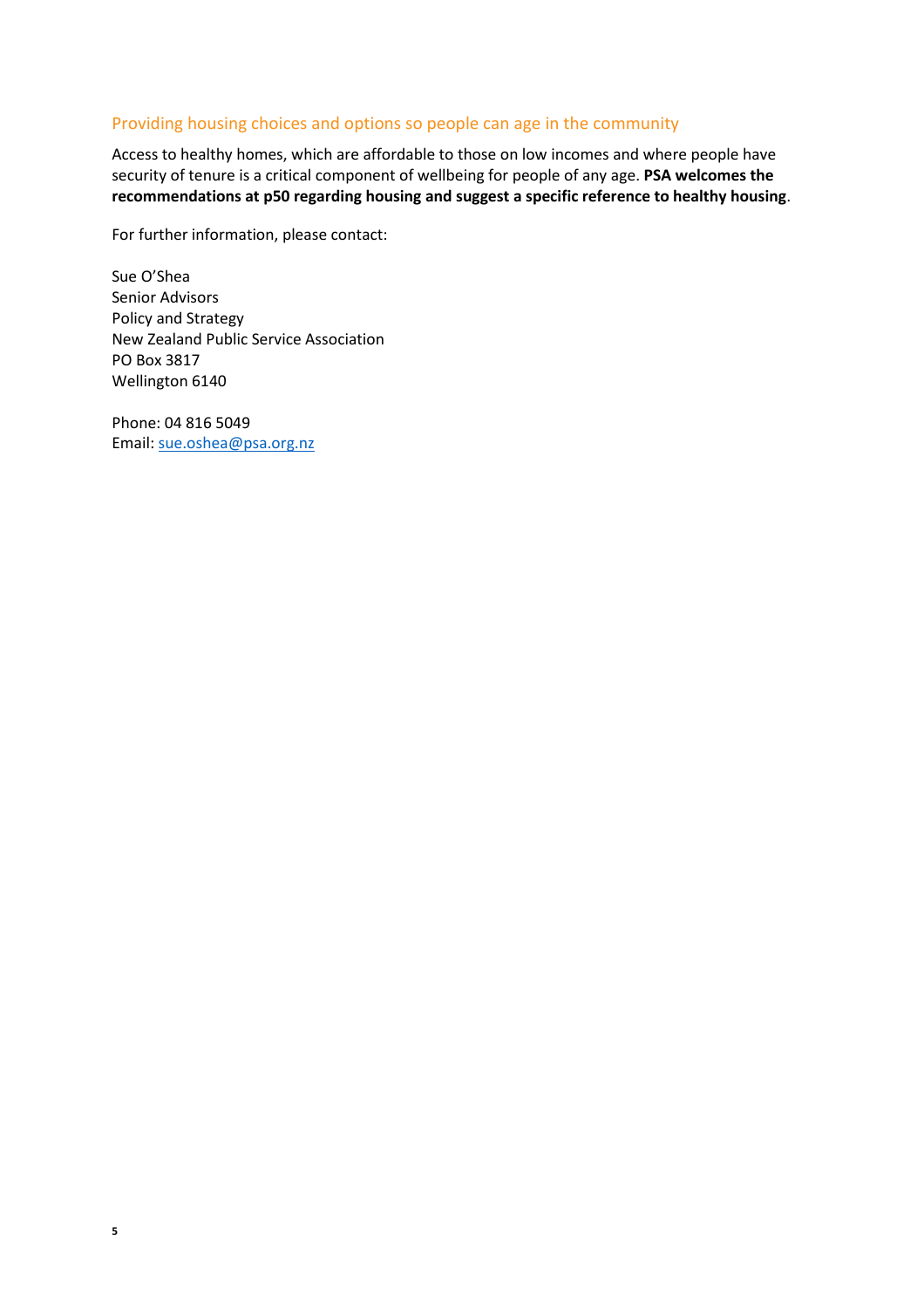## Providing housing choices and options so people can age in the community

Access to healthy homes, which are affordable to those on low incomes and where people have security of tenure is a critical component of wellbeing for people of any age. **PSA welcomes the recommendations at p50 regarding housing and suggest a specific reference to healthy housing**.

For further information, please contact:

Sue O'Shea
Senior Advisors
Policy and Strategy
New Zealand Public Service Association
PO Box 3817
Wellington 6140

Phone: 04 816 5049
Email: sue.oshea@psa.org.nz